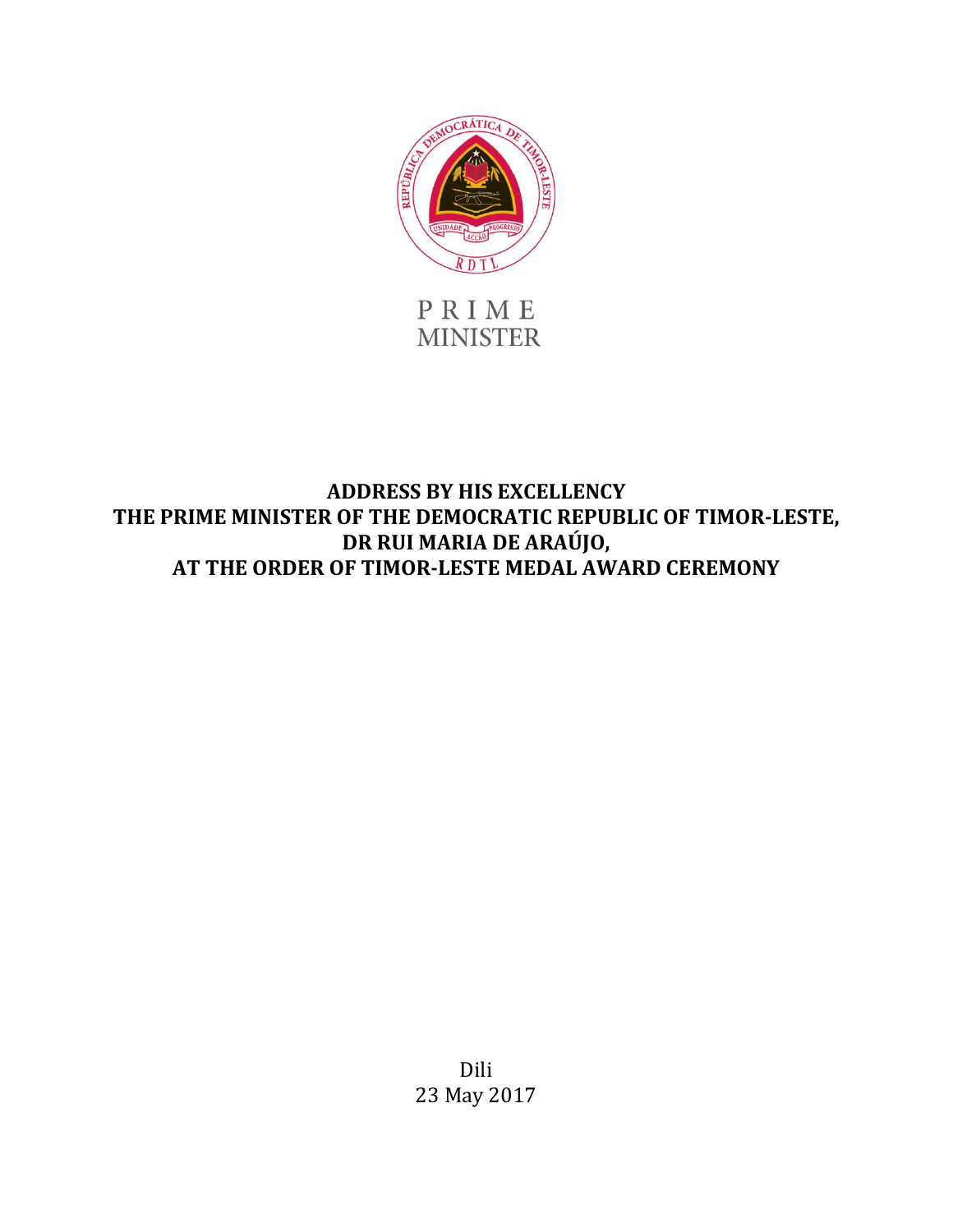PRIME
MINISTER

# ADDRESS BY HIS EXCELLENCY THE PRIME MINISTER OF THE DEMOCRATIC REPUBLIC OF TIMOR-LESTE, DR RUI MARIA DE ARAÚJO, AT THE ORDER OF TIMOR-LESTE MEDAL AWARD CEREMONY

Dili
23 May 2017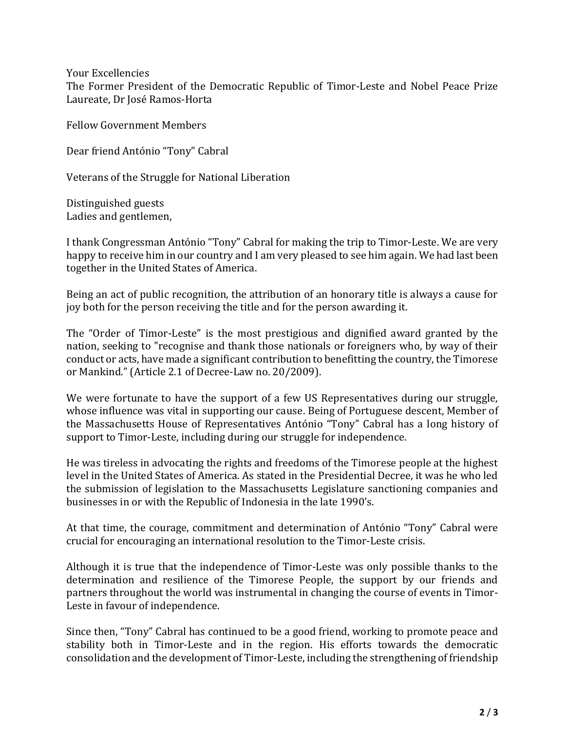Your Excellencies
The Former President of the Democratic Republic of Timor-Leste and Nobel Peace Prize Laureate, Dr José Ramos-Horta

Fellow Government Members

Dear friend António "Tony" Cabral

Veterans of the Struggle for National Liberation

Distinguished guests
Ladies and gentlemen,

I thank Congressman António "Tony" Cabral for making the trip to Timor-Leste. We are very happy to receive him in our country and I am very pleased to see him again. We had last been together in the United States of America.

Being an act of public recognition, the attribution of an honorary title is always a cause for joy both for the person receiving the title and for the person awarding it.

The "Order of Timor-Leste" is the most prestigious and dignified award granted by the nation, seeking to "recognise and thank those nationals or foreigners who, by way of their conduct or acts, have made a significant contribution to benefitting the country, the Timorese or Mankind." (Article 2.1 of Decree-Law no. 20/2009).

We were fortunate to have the support of a few US Representatives during our struggle, whose influence was vital in supporting our cause. Being of Portuguese descent, Member of the Massachusetts House of Representatives António "Tony" Cabral has a long history of support to Timor-Leste, including during our struggle for independence.

He was tireless in advocating the rights and freedoms of the Timorese people at the highest level in the United States of America. As stated in the Presidential Decree, it was he who led the submission of legislation to the Massachusetts Legislature sanctioning companies and businesses in or with the Republic of Indonesia in the late 1990's.

At that time, the courage, commitment and determination of António "Tony" Cabral were crucial for encouraging an international resolution to the Timor-Leste crisis.

Although it is true that the independence of Timor-Leste was only possible thanks to the determination and resilience of the Timorese People, the support by our friends and partners throughout the world was instrumental in changing the course of events in Timor-Leste in favour of independence.

Since then, "Tony" Cabral has continued to be a good friend, working to promote peace and stability both in Timor-Leste and in the region. His efforts towards the democratic consolidation and the development of Timor-Leste, including the strengthening of friendship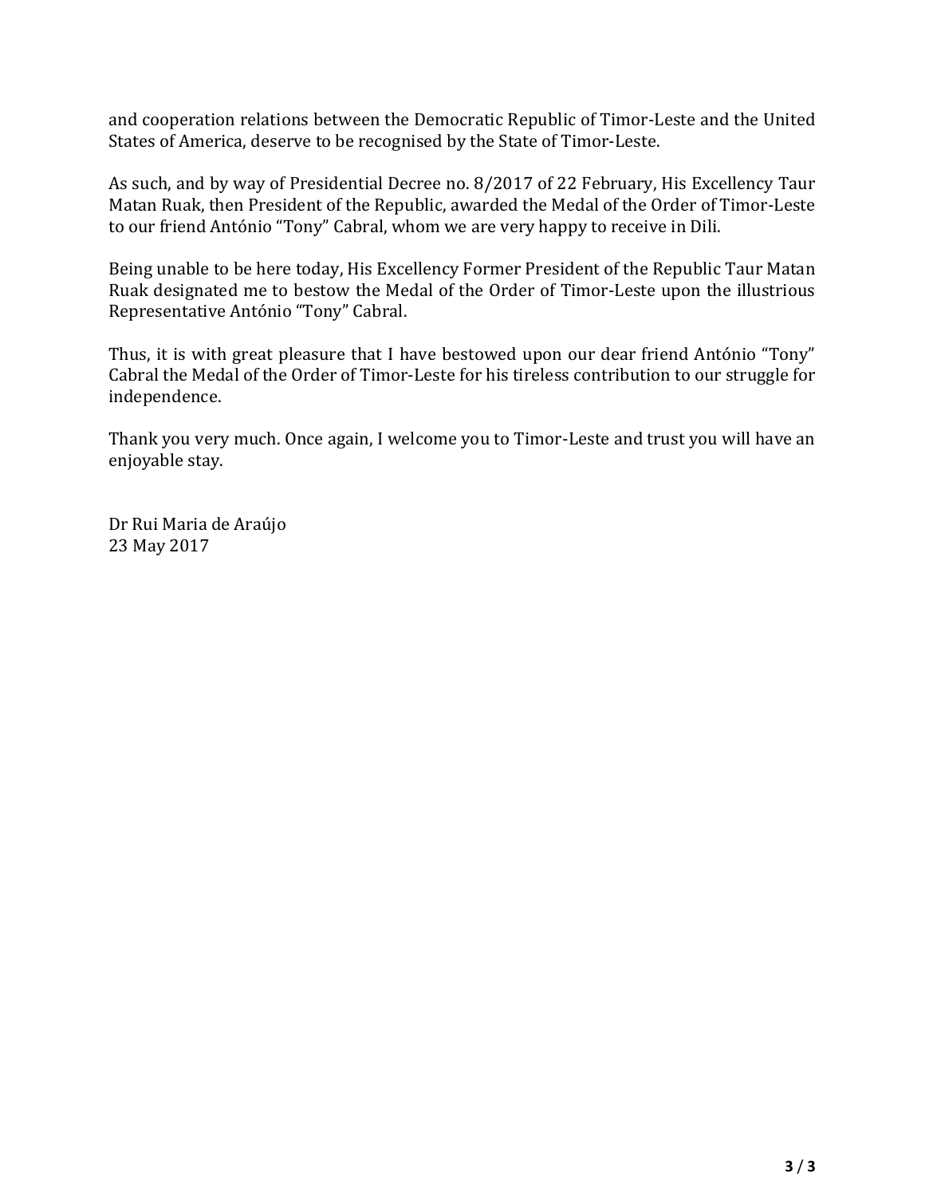and cooperation relations between the Democratic Republic of Timor-Leste and the United States of America, deserve to be recognised by the State of Timor-Leste.

As such, and by way of Presidential Decree no. 8/2017 of 22 February, His Excellency Taur Matan Ruak, then President of the Republic, awarded the Medal of the Order of Timor-Leste to our friend António "Tony" Cabral, whom we are very happy to receive in Dili.

Being unable to be here today, His Excellency Former President of the Republic Taur Matan Ruak designated me to bestow the Medal of the Order of Timor-Leste upon the illustrious Representative António "Tony" Cabral.

Thus, it is with great pleasure that I have bestowed upon our dear friend António "Tony" Cabral the Medal of the Order of Timor-Leste for his tireless contribution to our struggle for independence.

Thank you very much. Once again, I welcome you to Timor-Leste and trust you will have an enjoyable stay.

Dr Rui Maria de Araújo
23 May 2017